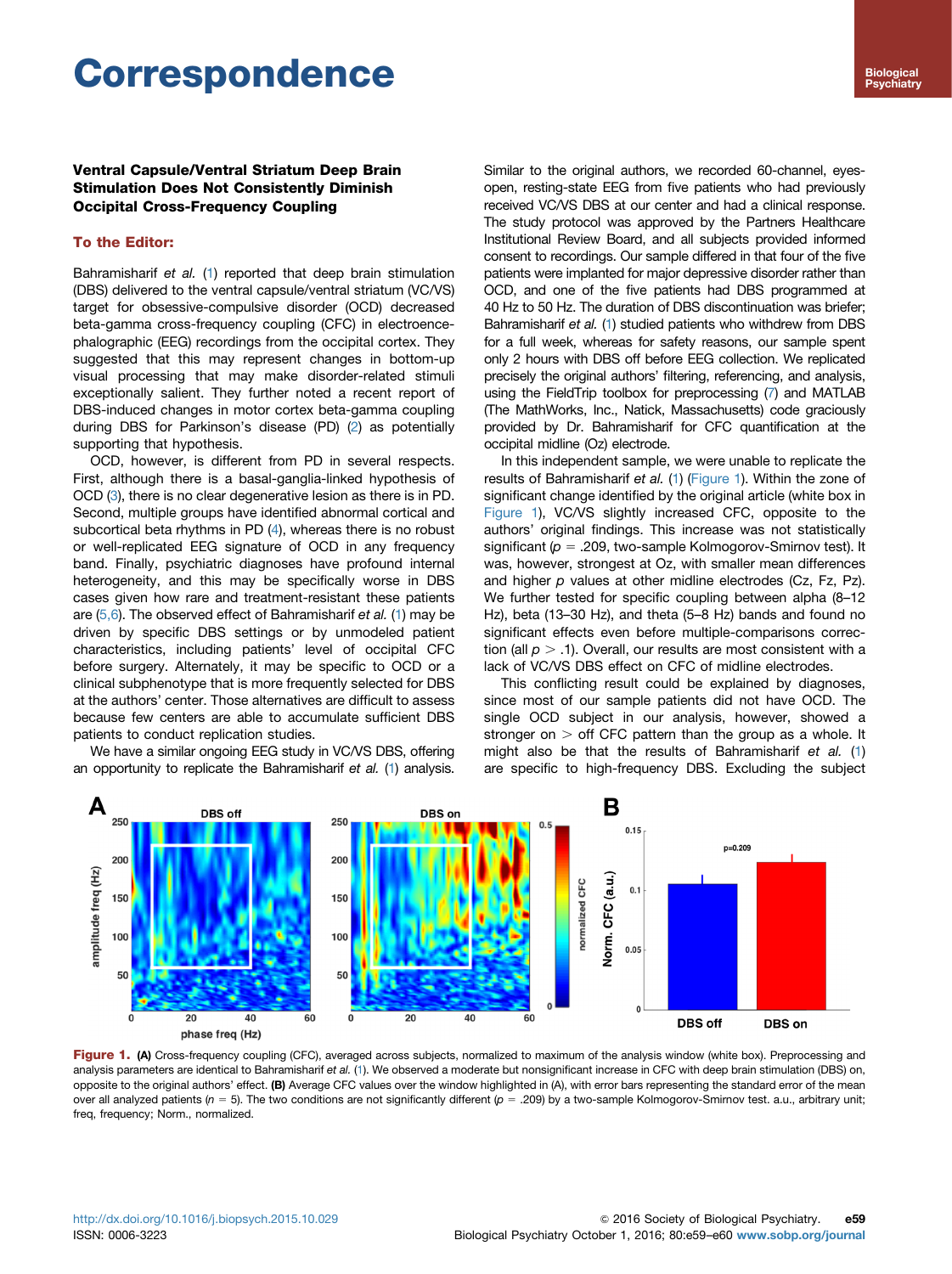# Correspondence

### Ventral Capsule/Ventral Striatum Deep Brain Stimulation Does Not Consistently Diminish Occipital Cross-Frequency Coupling

**To the Editor:**

Bahramisharif *et al.* (1) reported that deep brain stimulation (DBS) delivered to the ventral capsule/ventral striatum (VC/VS) target for obsessive-compulsive disorder (OCD) decreased beta-gamma cross-frequency coupling (CFC) in electroencephalographic (EEG) recordings from the occipital cortex. They suggested that this may represent changes in bottom-up visual processing that may make disorder-related stimuli exceptionally salient. They further noted a recent report of DBS-induced changes in motor cortex beta-gamma coupling during DBS for Parkinson's disease (PD) (2) as potentially supporting that hypothesis.

OCD, however, is different from PD in several respects. First, although there is a basal-ganglia-linked hypothesis of OCD (3), there is no clear degenerative lesion as there is in PD. Second, multiple groups have identified abnormal cortical and subcortical beta rhythms in PD (4), whereas there is no robust or well-replicated EEG signature of OCD in any frequency band. Finally, psychiatric diagnoses have profound internal heterogeneity, and this may be specifically worse in DBS cases given how rare and treatment-resistant these patients are (5,6). The observed effect of Bahramisharif *et al.* (1) may be driven by specific DBS settings or by unmodeled patient characteristics, including patients' level of occipital CFC before surgery. Alternately, it may be specific to OCD or a clinical subphenotype that is more frequently selected for DBS at the authors' center. Those alternatives are difficult to assess because few centers are able to accumulate sufficient DBS patients to conduct replication studies.

We have a similar ongoing EEG study in VC/VS DBS, offering an opportunity to replicate the Bahramisharif *et al.* (1) analysis. Similar to the original authors, we recorded 60-channel, eyes-open, resting-state EEG from five patients who had previously received VC/VS DBS at our center and had a clinical response. The study protocol was approved by the Partners Healthcare Institutional Review Board, and all subjects provided informed consent to recordings. Our sample differed in that four of the five patients were implanted for major depressive disorder rather than OCD, and one of the five patients had DBS programmed at 40 Hz to 50 Hz. The duration of DBS discontinuation was briefer; Bahramisharif *et al.* (1) studied patients who withdrew from DBS for a full week, whereas for safety reasons, our sample spent only 2 hours with DBS off before EEG collection. We replicated precisely the original authors' filtering, referencing, and analysis, using the FieldTrip toolbox for preprocessing (7) and MATLAB (The MathWorks, Inc., Natick, Massachusetts) code graciously provided by Dr. Bahramisharif for CFC quantification at the occipital midline (Oz) electrode.

In this independent sample, we were unable to replicate the results of Bahramisharif *et al.* (1) (Figure 1). Within the zone of significant change identified by the original article (white box in Figure 1), VC/VS slightly increased CFC, opposite to the authors' original findings. This increase was not statistically significant ($p = .209$, two-sample Kolmogorov-Smirnov test). It was, however, strongest at Oz, with smaller mean differences and higher $p$ values at other midline electrodes (Cz, Fz, Pz). We further tested for specific coupling between alpha (8–12 Hz), beta (13–30 Hz), and theta (5–8 Hz) bands and found no significant effects even before multiple-comparisons correction (all $p > .1$). Overall, our results are most consistent with a lack of VC/VS DBS effect on CFC of midline electrodes.

This conflicting result could be explained by diagnoses, since most of our sample patients did not have OCD. The single OCD subject in our analysis, however, showed a stronger on > off CFC pattern than the group as a whole. It might also be that the results of Bahramisharif *et al.* (1) are specific to high-frequency DBS. Excluding the subject

**Figure 1.** **(A)** Cross-frequency coupling (CFC), averaged across subjects, normalized to maximum of the analysis window (white box). Preprocessing and analysis parameters are identical to Bahramisharif *et al.* (1). We observed a moderate but nonsignificant increase in CFC with deep brain stimulation (DBS) on, opposite to the original authors' effect. **(B)** Average CFC values over the window highlighted in (A), with error bars representing the standard error of the mean over all analyzed patients ($n = 5$). The two conditions are not significantly different ($p = .209$) by a two-sample Kolmogorov-Smirnov test. a.u., arbitrary unit; freq, frequency; Norm., normalized.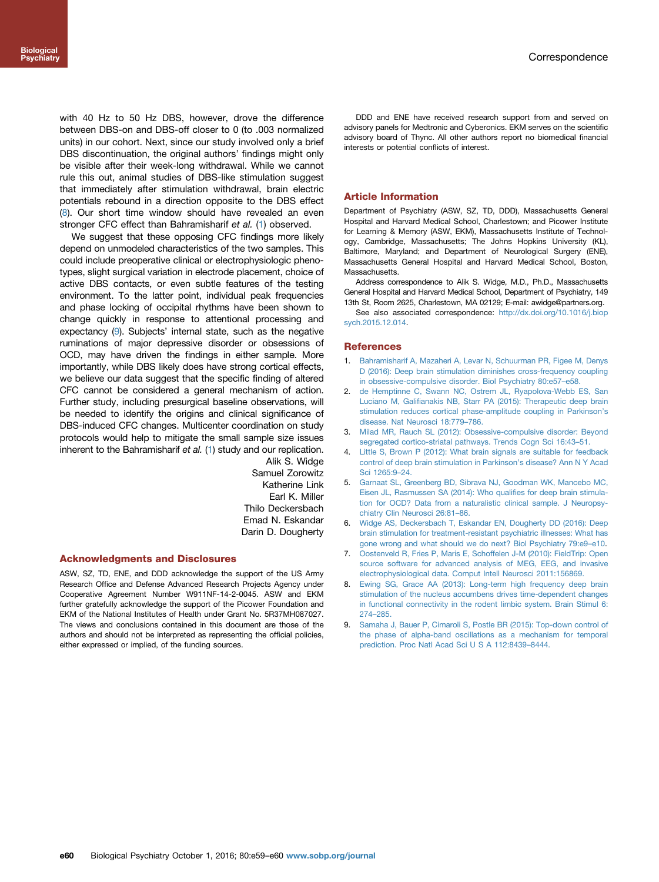with 40 Hz to 50 Hz DBS, however, drove the difference between DBS-on and DBS-off closer to 0 (to .003 normalized units) in our cohort. Next, since our study involved only a brief DBS discontinuation, the original authors' findings might only be visible after their week-long withdrawal. While we cannot rule this out, animal studies of DBS-like stimulation suggest that immediately after stimulation withdrawal, brain electric potentials rebound in a direction opposite to the DBS effect (8). Our short time window should have revealed an even stronger CFC effect than Bahramisharif *et al.* (1) observed.

We suggest that these opposing CFC findings more likely depend on unmodeled characteristics of the two samples. This could include preoperative clinical or electrophysiologic phenotypes, slight surgical variation in electrode placement, choice of active DBS contacts, or even subtle features of the testing environment. To the latter point, individual peak frequencies and phase locking of occipital rhythms have been shown to change quickly in response to attentional processing and expectancy (9). Subjects' internal state, such as the negative ruminations of major depressive disorder or obsessions of OCD, may have driven the findings in either sample. More importantly, while DBS likely does have strong cortical effects, we believe our data suggest that the specific finding of altered CFC cannot be considered a general mechanism of action. Further study, including presurgical baseline observations, will be needed to identify the origins and clinical significance of DBS-induced CFC changes. Multicenter coordination on study protocols would help to mitigate the small sample size issues inherent to the Bahramisharif *et al.* (1) study and our replication.

Alik S. Widge
Samuel Zorowitz
Katherine Link
Earl K. Miller
Thilo Deckersbach
Emad N. Eskandar
Darin D. Dougherty

## Acknowledgments and Disclosures

ASW, SZ, TD, ENE, and DDD acknowledge the support of the US Army Research Office and Defense Advanced Research Projects Agency under Cooperative Agreement Number W911NF-14-2-0045. ASW and EKM further gratefully acknowledge the support of the Picower Foundation and EKM of the National Institutes of Health under Grant No. 5R37MH087027. The views and conclusions contained in this document are those of the authors and should not be interpreted as representing the official policies, either expressed or implied, of the funding sources.

DDD and ENE have received research support from and served on advisory panels for Medtronic and Cyberonics. EKM serves on the scientific advisory board of Thync. All other authors report no biomedical financial interests or potential conflicts of interest.

## Article Information

Department of Psychiatry (ASW, SZ, TD, DDD), Massachusetts General Hospital and Harvard Medical School, Charlestown; and Picower Institute for Learning & Memory (ASW, EKM), Massachusetts Institute of Technology, Cambridge, Massachusetts; The Johns Hopkins University (KL), Baltimore, Maryland; and Department of Neurological Surgery (ENE), Massachusetts General Hospital and Harvard Medical School, Boston, Massachusetts.

Address correspondence to Alik S. Widge, M.D., Ph.D., Massachusetts General Hospital and Harvard Medical School, Department of Psychiatry, 149 13th St, Room 2625, Charlestown, MA 02129; E-mail: awidge@partners.org.

See also associated correspondence: http://dx.doi.org/10.1016/j.biopsych.2015.12.014.

## References

1. Bahramisharif A, Mazaheri A, Levar N, Schuurman PR, Figee M, Denys D (2016): Deep brain stimulation diminishes cross-frequency coupling in obsessive-compulsive disorder. Biol Psychiatry 80:e57–e58.
2. de Hemptinne C, Swann NC, Ostrem JL, Ryapolova-Webb ES, San Luciano M, Galifianakis NB, Starr PA (2015): Therapeutic deep brain stimulation reduces cortical phase-amplitude coupling in Parkinson's disease. Nat Neurosci 18:779–786.
3. Milad MR, Rauch SL (2012): Obsessive-compulsive disorder: Beyond segregated cortico-striatal pathways. Trends Cogn Sci 16:43–51.
4. Little S, Brown P (2012): What brain signals are suitable for feedback control of deep brain stimulation in Parkinson's disease? Ann N Y Acad Sci 1265:9–24.
5. Garnaat SL, Greenberg BD, Sibrava NJ, Goodman WK, Mancebo MC, Eisen JL, Rasmussen SA (2014): Who qualifies for deep brain stimulation for OCD? Data from a naturalistic clinical sample. J Neuropsychiatry Clin Neurosci 26:81–86.
6. Widge AS, Deckersbach T, Eskandar EN, Dougherty DD (2016): Deep brain stimulation for treatment-resistant psychiatric illnesses: What has gone wrong and what should we do next? Biol Psychiatry 79:e9–e10.
7. Oostenveld R, Fries P, Maris E, Schoffelen J-M (2010): FieldTrip: Open source software for advanced analysis of MEG, EEG, and invasive electrophysiological data. Comput Intell Neurosci 2011:156869.
8. Ewing SG, Grace AA (2013): Long-term high frequency deep brain stimulation of the nucleus accumbens drives time-dependent changes in functional connectivity in the rodent limbic system. Brain Stimul 6: 274–285.
9. Samaha J, Bauer P, Cimaroli S, Postle BR (2015): Top-down control of the phase of alpha-band oscillations as a mechanism for temporal prediction. Proc Natl Acad Sci U S A 112:8439–8444.